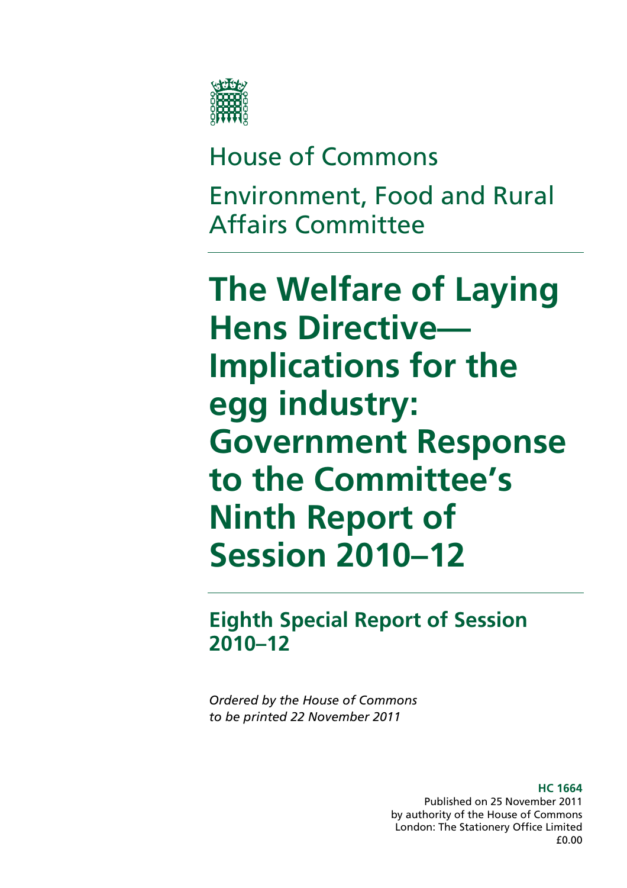House of Commons

Environment, Food and Rural Affairs Committee

# The Welfare of Laying Hens Directive—Implications for the egg industry: Government Response to the Committee's Ninth Report of Session 2010–12

## Eighth Special Report of Session 2010–12

*Ordered by the House of Commons to be printed 22 November 2011*

**HC 1664**
Published on 25 November 2011
by authority of the House of Commons
London: The Stationery Office Limited
£0.00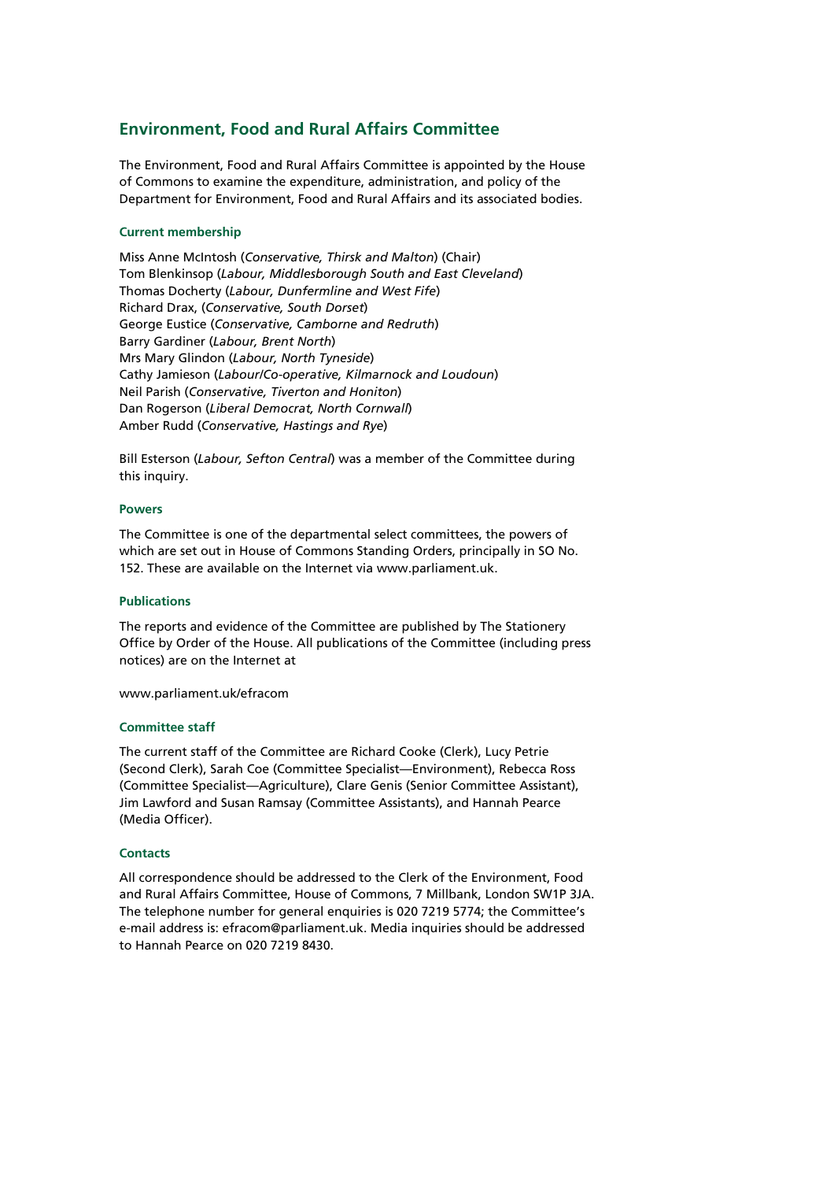## Environment, Food and Rural Affairs Committee

The Environment, Food and Rural Affairs Committee is appointed by the House of Commons to examine the expenditure, administration, and policy of the Department for Environment, Food and Rural Affairs and its associated bodies.

### Current membership

Miss Anne McIntosh (*Conservative, Thirsk and Malton*) (Chair)
Tom Blenkinsop (*Labour, Middlesborough South and East Cleveland*)
Thomas Docherty (*Labour, Dunfermline and West Fife*)
Richard Drax, (*Conservative, South Dorset*)
George Eustice (*Conservative, Camborne and Redruth*)
Barry Gardiner (*Labour, Brent North*)
Mrs Mary Glindon (*Labour, North Tyneside*)
Cathy Jamieson (*Labour/Co-operative, Kilmarnock and Loudoun*)
Neil Parish (*Conservative, Tiverton and Honiton*)
Dan Rogerson (*Liberal Democrat, North Cornwall*)
Amber Rudd (*Conservative, Hastings and Rye*)

Bill Esterson (*Labour, Sefton Central*) was a member of the Committee during this inquiry.

### Powers

The Committee is one of the departmental select committees, the powers of which are set out in House of Commons Standing Orders, principally in SO No. 152. These are available on the Internet via www.parliament.uk.

### Publications

The reports and evidence of the Committee are published by The Stationery Office by Order of the House. All publications of the Committee (including press notices) are on the Internet at

www.parliament.uk/efracom

### Committee staff

The current staff of the Committee are Richard Cooke (Clerk), Lucy Petrie (Second Clerk), Sarah Coe (Committee Specialist—Environment), Rebecca Ross (Committee Specialist—Agriculture), Clare Genis (Senior Committee Assistant), Jim Lawford and Susan Ramsay (Committee Assistants), and Hannah Pearce (Media Officer).

### Contacts

All correspondence should be addressed to the Clerk of the Environment, Food and Rural Affairs Committee, House of Commons, 7 Millbank, London SW1P 3JA. The telephone number for general enquiries is 020 7219 5774; the Committee's e-mail address is: efracom@parliament.uk. Media inquiries should be addressed to Hannah Pearce on 020 7219 8430.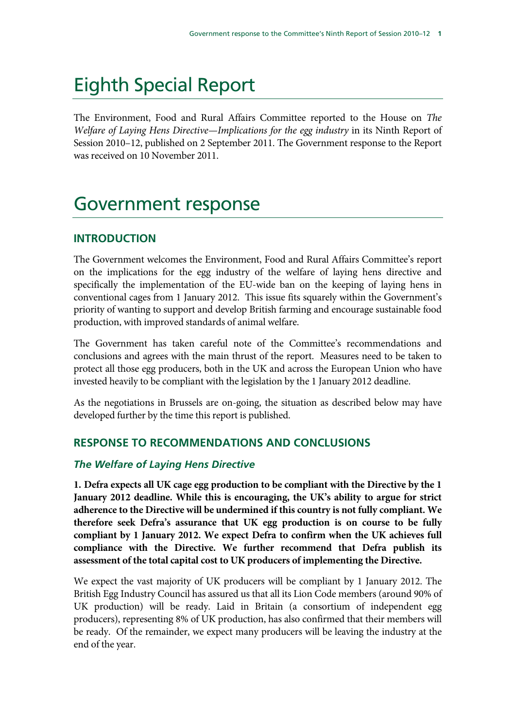# Eighth Special Report

The Environment, Food and Rural Affairs Committee reported to the House on *The Welfare of Laying Hens Directive—Implications for the egg industry* in its Ninth Report of Session 2010–12, published on 2 September 2011. The Government response to the Report was received on 10 November 2011.

# Government response

## INTRODUCTION

The Government welcomes the Environment, Food and Rural Affairs Committee's report on the implications for the egg industry of the welfare of laying hens directive and specifically the implementation of the EU-wide ban on the keeping of laying hens in conventional cages from 1 January 2012. This issue fits squarely within the Government's priority of wanting to support and develop British farming and encourage sustainable food production, with improved standards of animal welfare.

The Government has taken careful note of the Committee's recommendations and conclusions and agrees with the main thrust of the report. Measures need to be taken to protect all those egg producers, both in the UK and across the European Union who have invested heavily to be compliant with the legislation by the 1 January 2012 deadline.

As the negotiations in Brussels are on-going, the situation as described below may have developed further by the time this report is published.

## RESPONSE TO RECOMMENDATIONS AND CONCLUSIONS

### *The Welfare of Laying Hens Directive*

**1. Defra expects all UK cage egg production to be compliant with the Directive by the 1 January 2012 deadline. While this is encouraging, the UK's ability to argue for strict adherence to the Directive will be undermined if this country is not fully compliant. We therefore seek Defra's assurance that UK egg production is on course to be fully compliant by 1 January 2012. We expect Defra to confirm when the UK achieves full compliance with the Directive. We further recommend that Defra publish its assessment of the total capital cost to UK producers of implementing the Directive.**

We expect the vast majority of UK producers will be compliant by 1 January 2012. The British Egg Industry Council has assured us that all its Lion Code members (around 90% of UK production) will be ready. Laid in Britain (a consortium of independent egg producers), representing 8% of UK production, has also confirmed that their members will be ready. Of the remainder, we expect many producers will be leaving the industry at the end of the year.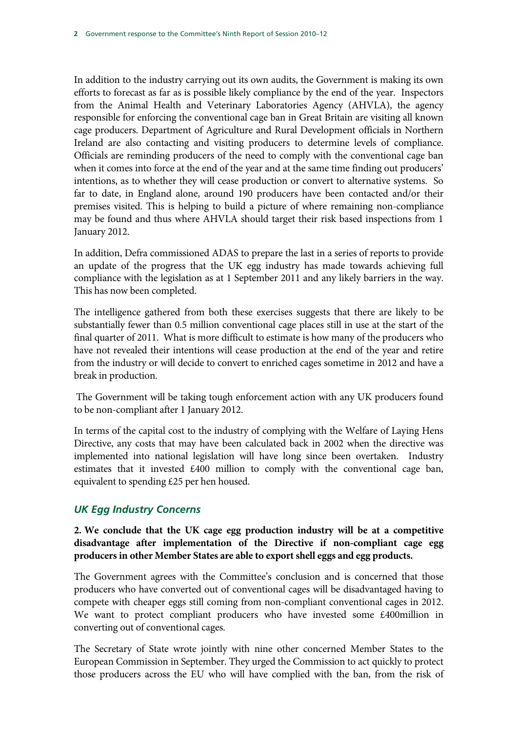In addition to the industry carrying out its own audits, the Government is making its own efforts to forecast as far as is possible likely compliance by the end of the year. Inspectors from the Animal Health and Veterinary Laboratories Agency (AHVLA), the agency responsible for enforcing the conventional cage ban in Great Britain are visiting all known cage producers. Department of Agriculture and Rural Development officials in Northern Ireland are also contacting and visiting producers to determine levels of compliance. Officials are reminding producers of the need to comply with the conventional cage ban when it comes into force at the end of the year and at the same time finding out producers' intentions, as to whether they will cease production or convert to alternative systems. So far to date, in England alone, around 190 producers have been contacted and/or their premises visited. This is helping to build a picture of where remaining non-compliance may be found and thus where AHVLA should target their risk based inspections from 1 January 2012.

In addition, Defra commissioned ADAS to prepare the last in a series of reports to provide an update of the progress that the UK egg industry has made towards achieving full compliance with the legislation as at 1 September 2011 and any likely barriers in the way. This has now been completed.

The intelligence gathered from both these exercises suggests that there are likely to be substantially fewer than 0.5 million conventional cage places still in use at the start of the final quarter of 2011. What is more difficult to estimate is how many of the producers who have not revealed their intentions will cease production at the end of the year and retire from the industry or will decide to convert to enriched cages sometime in 2012 and have a break in production.

The Government will be taking tough enforcement action with any UK producers found to be non-compliant after 1 January 2012.

In terms of the capital cost to the industry of complying with the Welfare of Laying Hens Directive, any costs that may have been calculated back in 2002 when the directive was implemented into national legislation will have long since been overtaken. Industry estimates that it invested £400 million to comply with the conventional cage ban, equivalent to spending £25 per hen housed.

### *UK Egg Industry Concerns*

**2. We conclude that the UK cage egg production industry will be at a competitive disadvantage after implementation of the Directive if non-compliant cage egg producers in other Member States are able to export shell eggs and egg products.**

The Government agrees with the Committee's conclusion and is concerned that those producers who have converted out of conventional cages will be disadvantaged having to compete with cheaper eggs still coming from non-compliant conventional cages in 2012. We want to protect compliant producers who have invested some £400million in converting out of conventional cages.

The Secretary of State wrote jointly with nine other concerned Member States to the European Commission in September. They urged the Commission to act quickly to protect those producers across the EU who will have complied with the ban, from the risk of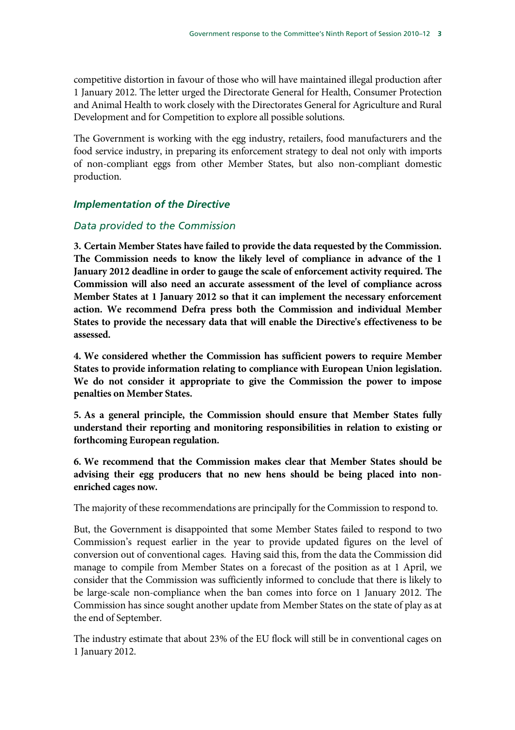competitive distortion in favour of those who will have maintained illegal production after 1 January 2012. The letter urged the Directorate General for Health, Consumer Protection and Animal Health to work closely with the Directorates General for Agriculture and Rural Development and for Competition to explore all possible solutions.

The Government is working with the egg industry, retailers, food manufacturers and the food service industry, in preparing its enforcement strategy to deal not only with imports of non-compliant eggs from other Member States, but also non-compliant domestic production.

### *Implementation of the Directive*

#### *Data provided to the Commission*

**3. Certain Member States have failed to provide the data requested by the Commission. The Commission needs to know the likely level of compliance in advance of the 1 January 2012 deadline in order to gauge the scale of enforcement activity required. The Commission will also need an accurate assessment of the level of compliance across Member States at 1 January 2012 so that it can implement the necessary enforcement action. We recommend Defra press both the Commission and individual Member States to provide the necessary data that will enable the Directive's effectiveness to be assessed.**

**4. We considered whether the Commission has sufficient powers to require Member States to provide information relating to compliance with European Union legislation. We do not consider it appropriate to give the Commission the power to impose penalties on Member States.**

**5. As a general principle, the Commission should ensure that Member States fully understand their reporting and monitoring responsibilities in relation to existing or forthcoming European regulation.**

**6. We recommend that the Commission makes clear that Member States should be advising their egg producers that no new hens should be being placed into non-enriched cages now.**

The majority of these recommendations are principally for the Commission to respond to.

But, the Government is disappointed that some Member States failed to respond to two Commission's request earlier in the year to provide updated figures on the level of conversion out of conventional cages. Having said this, from the data the Commission did manage to compile from Member States on a forecast of the position as at 1 April, we consider that the Commission was sufficiently informed to conclude that there is likely to be large-scale non-compliance when the ban comes into force on 1 January 2012. The Commission has since sought another update from Member States on the state of play as at the end of September.

The industry estimate that about 23% of the EU flock will still be in conventional cages on 1 January 2012.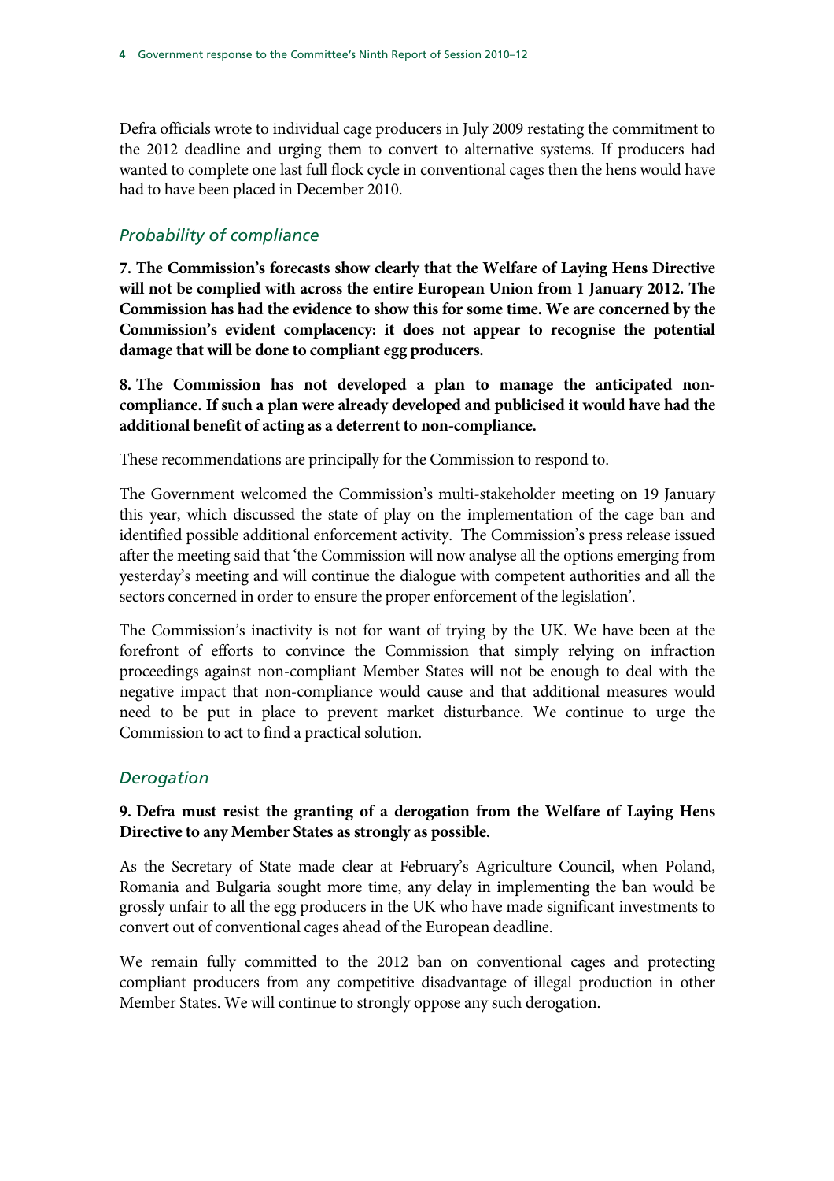Defra officials wrote to individual cage producers in July 2009 restating the commitment to the 2012 deadline and urging them to convert to alternative systems. If producers had wanted to complete one last full flock cycle in conventional cages then the hens would have had to have been placed in December 2010.

### *Probability of compliance*

**7. The Commission's forecasts show clearly that the Welfare of Laying Hens Directive will not be complied with across the entire European Union from 1 January 2012. The Commission has had the evidence to show this for some time. We are concerned by the Commission's evident complacency: it does not appear to recognise the potential damage that will be done to compliant egg producers.**

**8. The Commission has not developed a plan to manage the anticipated non-compliance. If such a plan were already developed and publicised it would have had the additional benefit of acting as a deterrent to non-compliance.**

These recommendations are principally for the Commission to respond to.

The Government welcomed the Commission's multi-stakeholder meeting on 19 January this year, which discussed the state of play on the implementation of the cage ban and identified possible additional enforcement activity. The Commission's press release issued after the meeting said that 'the Commission will now analyse all the options emerging from yesterday's meeting and will continue the dialogue with competent authorities and all the sectors concerned in order to ensure the proper enforcement of the legislation'.

The Commission's inactivity is not for want of trying by the UK. We have been at the forefront of efforts to convince the Commission that simply relying on infraction proceedings against non-compliant Member States will not be enough to deal with the negative impact that non-compliance would cause and that additional measures would need to be put in place to prevent market disturbance. We continue to urge the Commission to act to find a practical solution.

### *Derogation*

**9. Defra must resist the granting of a derogation from the Welfare of Laying Hens Directive to any Member States as strongly as possible.**

As the Secretary of State made clear at February's Agriculture Council, when Poland, Romania and Bulgaria sought more time, any delay in implementing the ban would be grossly unfair to all the egg producers in the UK who have made significant investments to convert out of conventional cages ahead of the European deadline.

We remain fully committed to the 2012 ban on conventional cages and protecting compliant producers from any competitive disadvantage of illegal production in other Member States. We will continue to strongly oppose any such derogation.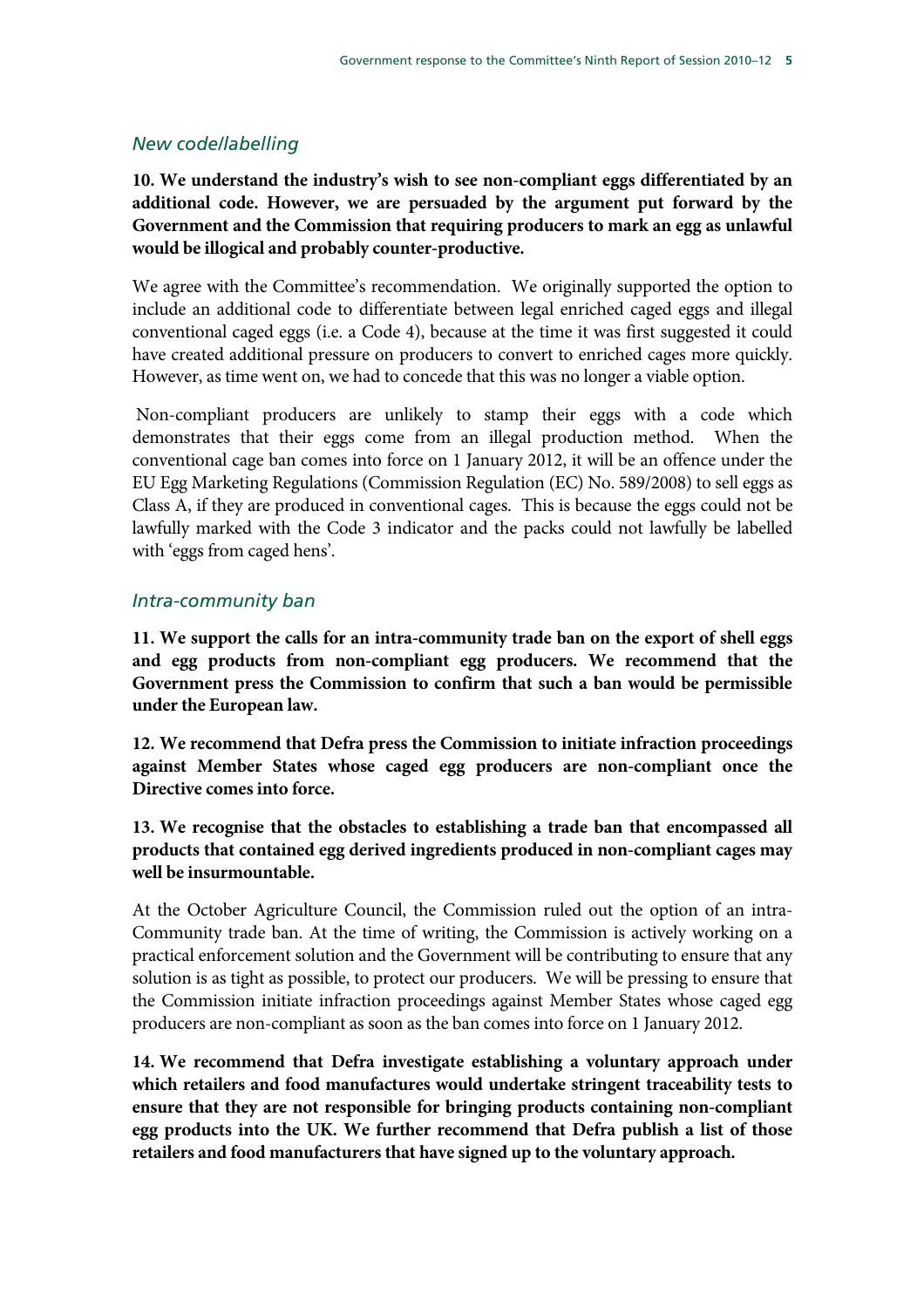### *New code/labelling*

**10. We understand the industry's wish to see non-compliant eggs differentiated by an additional code. However, we are persuaded by the argument put forward by the Government and the Commission that requiring producers to mark an egg as unlawful would be illogical and probably counter-productive.**

We agree with the Committee's recommendation. We originally supported the option to include an additional code to differentiate between legal enriched caged eggs and illegal conventional caged eggs (i.e. a Code 4), because at the time it was first suggested it could have created additional pressure on producers to convert to enriched cages more quickly. However, as time went on, we had to concede that this was no longer a viable option.

Non-compliant producers are unlikely to stamp their eggs with a code which demonstrates that their eggs come from an illegal production method. When the conventional cage ban comes into force on 1 January 2012, it will be an offence under the EU Egg Marketing Regulations (Commission Regulation (EC) No. 589/2008) to sell eggs as Class A, if they are produced in conventional cages. This is because the eggs could not be lawfully marked with the Code 3 indicator and the packs could not lawfully be labelled with 'eggs from caged hens'.

### *Intra-community ban*

**11. We support the calls for an intra-community trade ban on the export of shell eggs and egg products from non-compliant egg producers. We recommend that the Government press the Commission to confirm that such a ban would be permissible under the European law.**

**12. We recommend that Defra press the Commission to initiate infraction proceedings against Member States whose caged egg producers are non-compliant once the Directive comes into force.**

**13. We recognise that the obstacles to establishing a trade ban that encompassed all products that contained egg derived ingredients produced in non-compliant cages may well be insurmountable.**

At the October Agriculture Council, the Commission ruled out the option of an intra-Community trade ban. At the time of writing, the Commission is actively working on a practical enforcement solution and the Government will be contributing to ensure that any solution is as tight as possible, to protect our producers. We will be pressing to ensure that the Commission initiate infraction proceedings against Member States whose caged egg producers are non-compliant as soon as the ban comes into force on 1 January 2012.

**14. We recommend that Defra investigate establishing a voluntary approach under which retailers and food manufactures would undertake stringent traceability tests to ensure that they are not responsible for bringing products containing non-compliant egg products into the UK. We further recommend that Defra publish a list of those retailers and food manufacturers that have signed up to the voluntary approach.**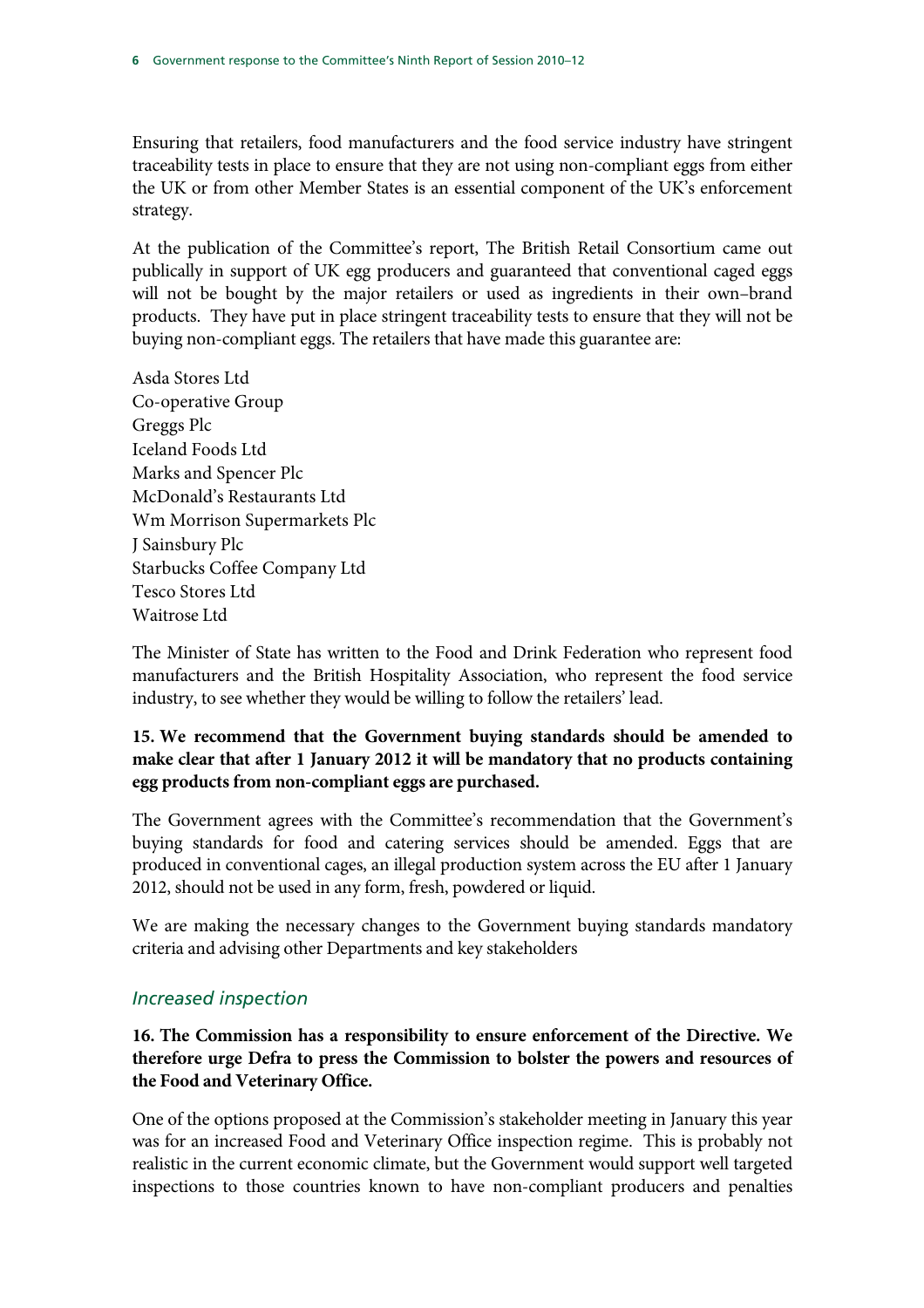Ensuring that retailers, food manufacturers and the food service industry have stringent traceability tests in place to ensure that they are not using non-compliant eggs from either the UK or from other Member States is an essential component of the UK's enforcement strategy.

At the publication of the Committee's report, The British Retail Consortium came out publically in support of UK egg producers and guaranteed that conventional caged eggs will not be bought by the major retailers or used as ingredients in their own–brand products. They have put in place stringent traceability tests to ensure that they will not be buying non-compliant eggs. The retailers that have made this guarantee are:

Asda Stores Ltd
Co-operative Group
Greggs Plc
Iceland Foods Ltd
Marks and Spencer Plc
McDonald's Restaurants Ltd
Wm Morrison Supermarkets Plc
J Sainsbury Plc
Starbucks Coffee Company Ltd
Tesco Stores Ltd
Waitrose Ltd

The Minister of State has written to the Food and Drink Federation who represent food manufacturers and the British Hospitality Association, who represent the food service industry, to see whether they would be willing to follow the retailers' lead.

**15. We recommend that the Government buying standards should be amended to make clear that after 1 January 2012 it will be mandatory that no products containing egg products from non-compliant eggs are purchased.**

The Government agrees with the Committee's recommendation that the Government's buying standards for food and catering services should be amended. Eggs that are produced in conventional cages, an illegal production system across the EU after 1 January 2012, should not be used in any form, fresh, powdered or liquid.

We are making the necessary changes to the Government buying standards mandatory criteria and advising other Departments and key stakeholders

### *Increased inspection*

**16. The Commission has a responsibility to ensure enforcement of the Directive. We therefore urge Defra to press the Commission to bolster the powers and resources of the Food and Veterinary Office.**

One of the options proposed at the Commission's stakeholder meeting in January this year was for an increased Food and Veterinary Office inspection regime. This is probably not realistic in the current economic climate, but the Government would support well targeted inspections to those countries known to have non-compliant producers and penalties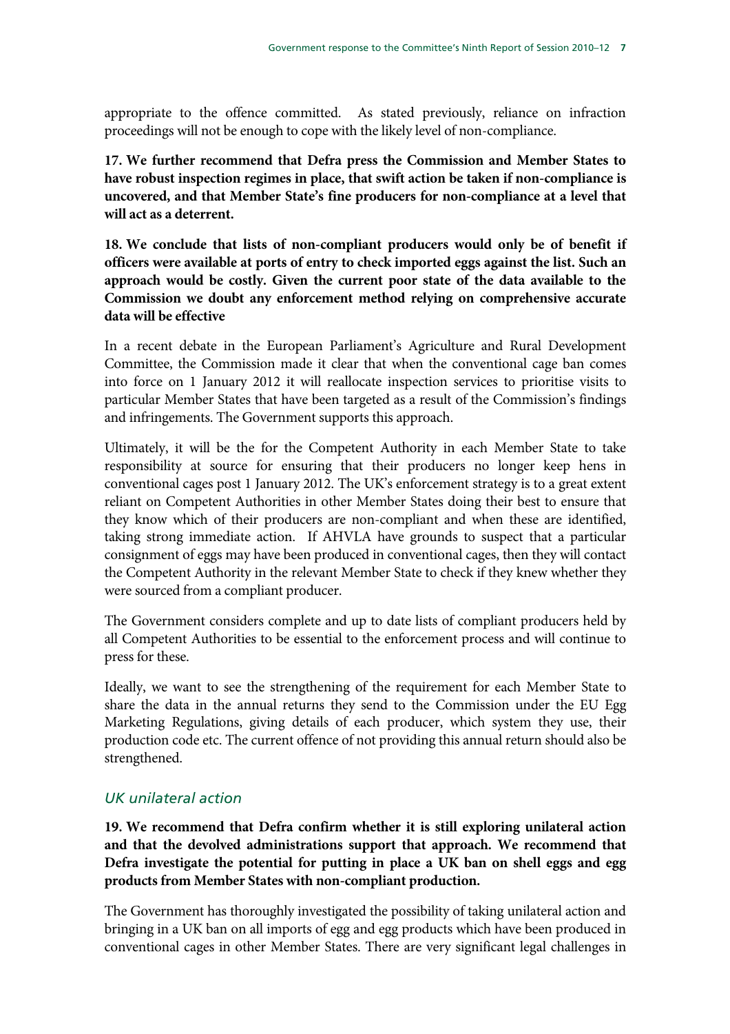appropriate to the offence committed. As stated previously, reliance on infraction proceedings will not be enough to cope with the likely level of non-compliance.

**17. We further recommend that Defra press the Commission and Member States to have robust inspection regimes in place, that swift action be taken if non-compliance is uncovered, and that Member State's fine producers for non-compliance at a level that will act as a deterrent.**

**18. We conclude that lists of non-compliant producers would only be of benefit if officers were available at ports of entry to check imported eggs against the list. Such an approach would be costly. Given the current poor state of the data available to the Commission we doubt any enforcement method relying on comprehensive accurate data will be effective**

In a recent debate in the European Parliament's Agriculture and Rural Development Committee, the Commission made it clear that when the conventional cage ban comes into force on 1 January 2012 it will reallocate inspection services to prioritise visits to particular Member States that have been targeted as a result of the Commission's findings and infringements. The Government supports this approach.

Ultimately, it will be the for the Competent Authority in each Member State to take responsibility at source for ensuring that their producers no longer keep hens in conventional cages post 1 January 2012. The UK's enforcement strategy is to a great extent reliant on Competent Authorities in other Member States doing their best to ensure that they know which of their producers are non-compliant and when these are identified, taking strong immediate action. If AHVLA have grounds to suspect that a particular consignment of eggs may have been produced in conventional cages, then they will contact the Competent Authority in the relevant Member State to check if they knew whether they were sourced from a compliant producer.

The Government considers complete and up to date lists of compliant producers held by all Competent Authorities to be essential to the enforcement process and will continue to press for these.

Ideally, we want to see the strengthening of the requirement for each Member State to share the data in the annual returns they send to the Commission under the EU Egg Marketing Regulations, giving details of each producer, which system they use, their production code etc. The current offence of not providing this annual return should also be strengthened.

### *UK unilateral action*

**19. We recommend that Defra confirm whether it is still exploring unilateral action and that the devolved administrations support that approach. We recommend that Defra investigate the potential for putting in place a UK ban on shell eggs and egg products from Member States with non-compliant production.**

The Government has thoroughly investigated the possibility of taking unilateral action and bringing in a UK ban on all imports of egg and egg products which have been produced in conventional cages in other Member States. There are very significant legal challenges in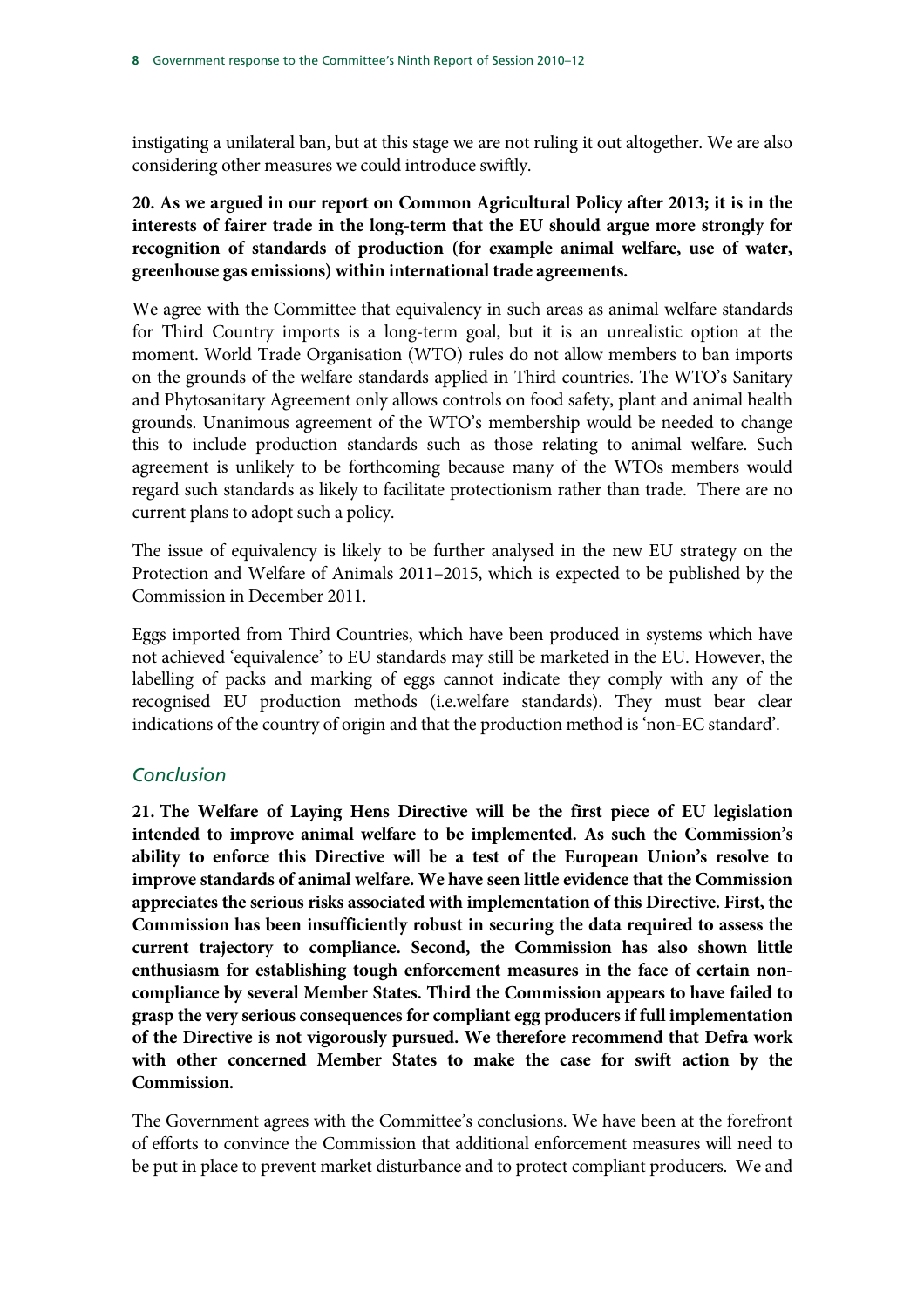instigating a unilateral ban, but at this stage we are not ruling it out altogether. We are also considering other measures we could introduce swiftly.

**20. As we argued in our report on Common Agricultural Policy after 2013; it is in the interests of fairer trade in the long-term that the EU should argue more strongly for recognition of standards of production (for example animal welfare, use of water, greenhouse gas emissions) within international trade agreements.**

We agree with the Committee that equivalency in such areas as animal welfare standards for Third Country imports is a long-term goal, but it is an unrealistic option at the moment. World Trade Organisation (WTO) rules do not allow members to ban imports on the grounds of the welfare standards applied in Third countries. The WTO's Sanitary and Phytosanitary Agreement only allows controls on food safety, plant and animal health grounds. Unanimous agreement of the WTO's membership would be needed to change this to include production standards such as those relating to animal welfare. Such agreement is unlikely to be forthcoming because many of the WTOs members would regard such standards as likely to facilitate protectionism rather than trade. There are no current plans to adopt such a policy.

The issue of equivalency is likely to be further analysed in the new EU strategy on the Protection and Welfare of Animals 2011–2015, which is expected to be published by the Commission in December 2011.

Eggs imported from Third Countries, which have been produced in systems which have not achieved 'equivalence' to EU standards may still be marketed in the EU. However, the labelling of packs and marking of eggs cannot indicate they comply with any of the recognised EU production methods (i.e.welfare standards). They must bear clear indications of the country of origin and that the production method is 'non-EC standard'.

## *Conclusion*

**21. The Welfare of Laying Hens Directive will be the first piece of EU legislation intended to improve animal welfare to be implemented. As such the Commission's ability to enforce this Directive will be a test of the European Union's resolve to improve standards of animal welfare. We have seen little evidence that the Commission appreciates the serious risks associated with implementation of this Directive. First, the Commission has been insufficiently robust in securing the data required to assess the current trajectory to compliance. Second, the Commission has also shown little enthusiasm for establishing tough enforcement measures in the face of certain non-compliance by several Member States. Third the Commission appears to have failed to grasp the very serious consequences for compliant egg producers if full implementation of the Directive is not vigorously pursued. We therefore recommend that Defra work with other concerned Member States to make the case for swift action by the Commission.**

The Government agrees with the Committee's conclusions. We have been at the forefront of efforts to convince the Commission that additional enforcement measures will need to be put in place to prevent market disturbance and to protect compliant producers. We and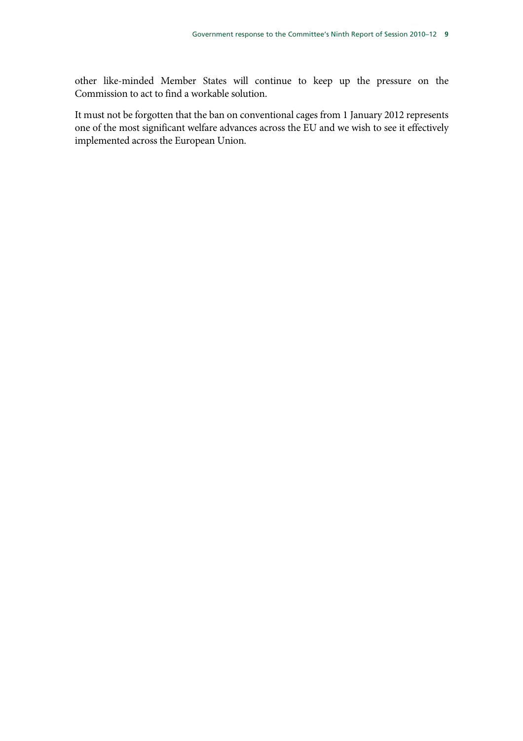other like-minded Member States will continue to keep up the pressure on the Commission to act to find a workable solution.

It must not be forgotten that the ban on conventional cages from 1 January 2012 represents one of the most significant welfare advances across the EU and we wish to see it effectively implemented across the European Union.